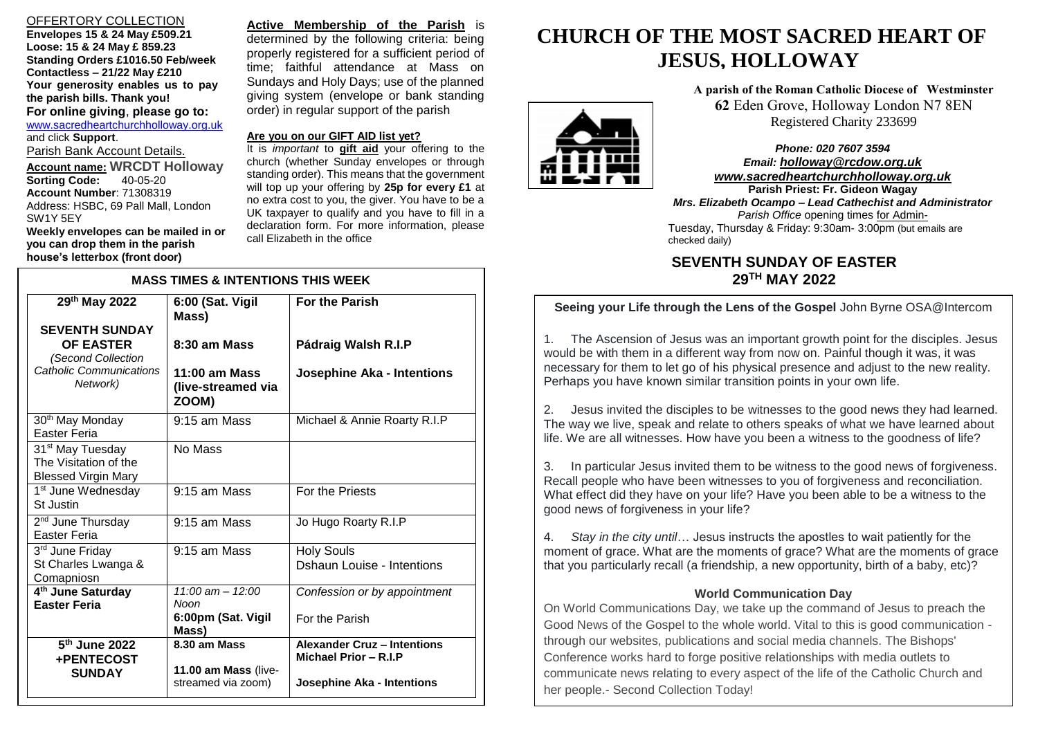## OFFERTORY COLLECTION

**Envelopes 15 & 24 May £509.21**
**Loose: 15 & 24 May £ 859.23**
**Standing Orders £1016.50 Feb/week**
**Contactless – 21/22 May £210**
**Your generosity enables us to pay the parish bills. Thank you!**

**For online giving, please go to:**
www.sacredheartchurchholloway.org.uk and click **Support**.

Parish Bank Account Details.

**Account name: WRCDT Holloway**
**Sorting Code:** 40-05-20
**Account Number**: 71308319
Address: HSBC, 69 Pall Mall, London SW1Y 5EY

**Weekly envelopes can be mailed in or you can drop them in the parish house's letterbox (front door)**

**Active Membership of the Parish** is determined by the following criteria: being properly registered for a sufficient period of time; faithful attendance at Mass on Sundays and Holy Days; use of the planned giving system (envelope or bank standing order) in regular support of the parish

**Are you on our GIFT AID list yet?**

It is *important* to **gift aid** your offering to the church (whether Sunday envelopes or through standing order). This means that the government will top up your offering by **25p for every £1** at no extra cost to you, the giver. You have to be a UK taxpayer to qualify and you have to fill in a declaration form. For more information, please call Elizabeth in the office

## MASS TIMES & INTENTIONS THIS WEEK

| 29th May 2022 | 6:00 (Sat. Vigil Mass) | For the Parish |
|---|---|---|
| **SEVENTH SUNDAY OF EASTER** *(Second Collection Catholic Communications Network)* | **8:30 am Mass** | **Pádraig Walsh R.I.P** |
| | **11:00 am Mass (live-streamed via ZOOM)** | **Josephine Aka - Intentions** |
| 30th May Monday Easter Feria | 9:15 am Mass | Michael & Annie Roarty R.I.P |
| 31st May Tuesday The Visitation of the Blessed Virgin Mary | No Mass | |
| 1st June Wednesday St Justin | 9:15 am Mass | For the Priests |
| 2nd June Thursday Easter Feria | 9:15 am Mass | Jo Hugo Roarty R.I.P |
| 3rd June Friday St Charles Lwanga & Comapniosn | 9:15 am Mass | Holy Souls<br>Dshaun Louise - Intentions |
| **4th June Saturday Easter Feria** | *11:00 am – 12:00 Noon* | *Confession or by appointment* |
| | **6:00pm (Sat. Vigil Mass)** | For the Parish |
| **5th June 2022 +PENTECOST SUNDAY** | **8.30 am Mass** | **Alexander Cruz – Intentions**<br>**Michael Prior – R.I.P** |
| | **11.00 am Mass** (live-streamed via zoom) | **Josephine Aka - Intentions** |

# CHURCH OF THE MOST SACRED HEART OF JESUS, HOLLOWAY

**A parish of the Roman Catholic Diocese of Westminster**
**62** Eden Grove, Holloway London N7 8EN
Registered Charity 233699

***Phone: 020 7607 3594***
***Email: holloway@rcdow.org.uk***
***www.sacredheartchurchholloway.org.uk***
**Parish Priest: Fr. Gideon Wagay**
***Mrs. Elizabeth Ocampo – Lead Cathechist and Administrator***
*Parish Office* opening times for Admin-
Tuesday, Thursday & Friday: 9:30am- 3:00pm (but emails are checked daily)

## SEVENTH SUNDAY OF EASTER
## 29TH MAY 2022

**Seeing your Life through the Lens of the Gospel** John Byrne OSA@Intercom

1. The Ascension of Jesus was an important growth point for the disciples. Jesus would be with them in a different way from now on. Painful though it was, it was necessary for them to let go of his physical presence and adjust to the new reality. Perhaps you have known similar transition points in your own life.

2. Jesus invited the disciples to be witnesses to the good news they had learned. The way we live, speak and relate to others speaks of what we have learned about life. We are all witnesses. How have you been a witness to the goodness of life?

3. In particular Jesus invited them to be witness to the good news of forgiveness. Recall people who have been witnesses to you of forgiveness and reconciliation. What effect did they have on your life? Have you been able to be a witness to the good news of forgiveness in your life?

4. *Stay in the city until*… Jesus instructs the apostles to wait patiently for the moment of grace. What are the moments of grace? What are the moments of grace that you particularly recall (a friendship, a new opportunity, birth of a baby, etc)?

### World Communication Day

On World Communications Day, we take up the command of Jesus to preach the Good News of the Gospel to the whole world. Vital to this is good communication - through our websites, publications and social media channels. The Bishops' Conference works hard to forge positive relationships with media outlets to communicate news relating to every aspect of the life of the Catholic Church and her people.- Second Collection Today!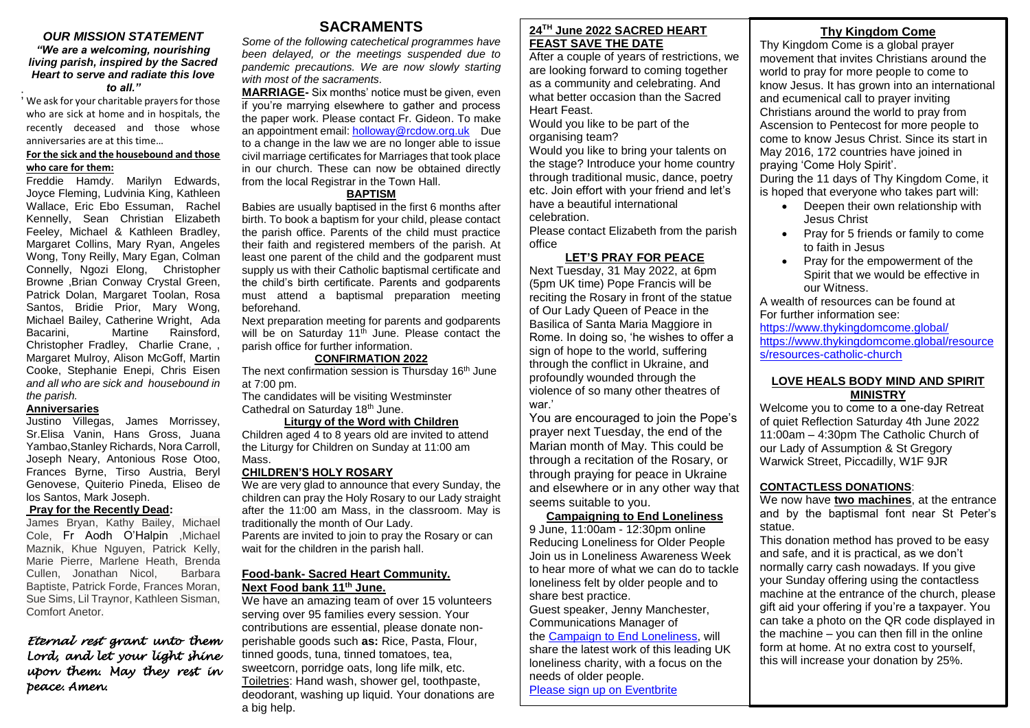## *OUR MISSION STATEMENT*

***"We are a welcoming, nourishing living parish, inspired by the Sacred Heart to serve and radiate this love to all."***

We ask for your charitable prayers for those who are sick at home and in hospitals, the recently deceased and those whose anniversaries are at this time…

**For the sick and the housebound and those who care for them:**

Freddie Hamdy. Marilyn Edwards, Joyce Fleming, Ludvinia King, Kathleen Wallace, Eric Ebo Essuman, Rachel Kennelly, Sean Christian Elizabeth Feeley, Michael & Kathleen Bradley, Margaret Collins, Mary Ryan, Angeles Wong, Tony Reilly, Mary Egan, Colman Connelly, Ngozi Elong, Christopher Browne ,Brian Conway Crystal Green, Patrick Dolan, Margaret Toolan, Rosa Santos, Bridie Prior, Mary Wong, Michael Bailey, Catherine Wright, Ada Bacarini, Martine Rainsford, Christopher Fradley, Charlie Crane, , Margaret Mulroy, Alison McGoff, Martin Cooke, Stephanie Enepi, Chris Eisen *and all who are sick and housebound in the parish.*

**Anniversaries**

Justino Villegas, James Morrissey, Sr.Elisa Vanin, Hans Gross, Juana Yambao,Stanley Richards, Nora Carroll, Joseph Neary, Antonious Rose Otoo, Frances Byrne, Tirso Austria, Beryl Genovese, Quiterio Pineda, Eliseo de los Santos, Mark Joseph.

**Pray for the Recently Dead:**

James Bryan, Kathy Bailey, Michael Cole, Fr Aodh O'Halpin ,Michael Maznik, Khue Nguyen, Patrick Kelly, Marie Pierre, Marlene Heath, Brenda Cullen, Jonathan Nicol, Barbara Baptiste, Patrick Forde, Frances Moran, Sue Sims, Lil Traynor, Kathleen Sisman, Comfort Anetor.

*Eternal rest grant unto them Lord, and let your light shine upon them. May they rest in peace. Amen.*

# SACRAMENTS

*Some of the following catechetical programmes have been delayed, or the meetings suspended due to pandemic precautions. We are now slowly starting with most of the sacraments.*

**MARRIAGE-** Six months' notice must be given, even if you're marrying elsewhere to gather and process the paper work. Please contact Fr. Gideon. To make an appointment email: holloway@rcdow.org.uk Due to a change in the law we are no longer able to issue civil marriage certificates for Marriages that took place in our church. These can now be obtained directly from the local Registrar in the Town Hall.

**BAPTISM**

Babies are usually baptised in the first 6 months after birth. To book a baptism for your child, please contact the parish office. Parents of the child must practice their faith and registered members of the parish. At least one parent of the child and the godparent must supply us with their Catholic baptismal certificate and the child's birth certificate. Parents and godparents must attend a baptismal preparation meeting beforehand.

Next preparation meeting for parents and godparents will be on Saturday 11th June. Please contact the parish office for further information.

**CONFIRMATION 2022**

The next confirmation session is Thursday 16th June at 7:00 pm.

The candidates will be visiting Westminster Cathedral on Saturday 18th June.

**Liturgy of the Word with Children**

Children aged 4 to 8 years old are invited to attend the Liturgy for Children on Sunday at 11:00 am Mass.

**CHILDREN'S HOLY ROSARY**

We are very glad to announce that every Sunday, the children can pray the Holy Rosary to our Lady straight after the 11:00 am Mass, in the classroom. May is traditionally the month of Our Lady.

Parents are invited to join to pray the Rosary or can wait for the children in the parish hall.

**Food-bank- Sacred Heart Community.**
**Next Food bank 11th June.**

We have an amazing team of over 15 volunteers serving over 95 families every session. Your contributions are essential, please donate non-perishable goods such **as:** Rice, Pasta, Flour, tinned goods, tuna, tinned tomatoes, tea, sweetcorn, porridge oats, long life milk, etc. Toiletries: Hand wash, shower gel, toothpaste, deodorant, washing up liquid. Your donations are a big help.

**24TH June 2022 SACRED HEART FEAST SAVE THE DATE**

After a couple of years of restrictions, we are looking forward to coming together as a community and celebrating. And what better occasion than the Sacred Heart Feast.

Would you like to be part of the organising team?

Would you like to bring your talents on the stage? Introduce your home country through traditional music, dance, poetry etc. Join effort with your friend and let's have a beautiful international celebration.

Please contact Elizabeth from the parish office

**LET'S PRAY FOR PEACE**

Next Tuesday, 31 May 2022, at 6pm (5pm UK time) Pope Francis will be reciting the Rosary in front of the statue of Our Lady Queen of Peace in the Basilica of Santa Maria Maggiore in Rome. In doing so, 'he wishes to offer a sign of hope to the world, suffering through the conflict in Ukraine, and profoundly wounded through the violence of so many other theatres of war.'

You are encouraged to join the Pope's prayer next Tuesday, the end of the Marian month of May. This could be through a recitation of the Rosary, or through praying for peace in Ukraine and elsewhere or in any other way that seems suitable to you.

**Campaigning to End Loneliness**

9 June, 11:00am - 12:30pm online Reducing Loneliness for Older People Join us in Loneliness Awareness Week to hear more of what we can do to tackle loneliness felt by older people and to share best practice.

Guest speaker, Jenny Manchester, Communications Manager of the Campaign to End Loneliness, will share the latest work of this leading UK loneliness charity, with a focus on the needs of older people.

Please sign up on Eventbrite

**Thy Kingdom Come**

Thy Kingdom Come is a global prayer movement that invites Christians around the world to pray for more people to come to know Jesus. It has grown into an international and ecumenical call to prayer inviting Christians around the world to pray from Ascension to Pentecost for more people to come to know Jesus Christ. Since its start in May 2016, 172 countries have joined in praying 'Come Holy Spirit'.

During the 11 days of Thy Kingdom Come, it is hoped that everyone who takes part will:

- Deepen their own relationship with Jesus Christ
- Pray for 5 friends or family to come to faith in Jesus
- Pray for the empowerment of the Spirit that we would be effective in our Witness.

A wealth of resources can be found at For further information see:
https://www.thykingdomcome.global/
https://www.thykingdomcome.global/resources/resources-catholic-church

**LOVE HEALS BODY MIND AND SPIRIT MINISTRY**

Welcome you to come to a one-day Retreat of quiet Reflection Saturday 4th June 2022 11:00am – 4:30pm The Catholic Church of our Lady of Assumption & St Gregory Warwick Street, Piccadilly, W1F 9JR

**CONTACTLESS DONATIONS**:

We now have **two machines**, at the entrance and by the baptismal font near St Peter's statue.

This donation method has proved to be easy and safe, and it is practical, as we don't normally carry cash nowadays. If you give your Sunday offering using the contactless machine at the entrance of the church, please gift aid your offering if you're a taxpayer. You can take a photo on the QR code displayed in the machine – you can then fill in the online form at home. At no extra cost to yourself, this will increase your donation by 25%.